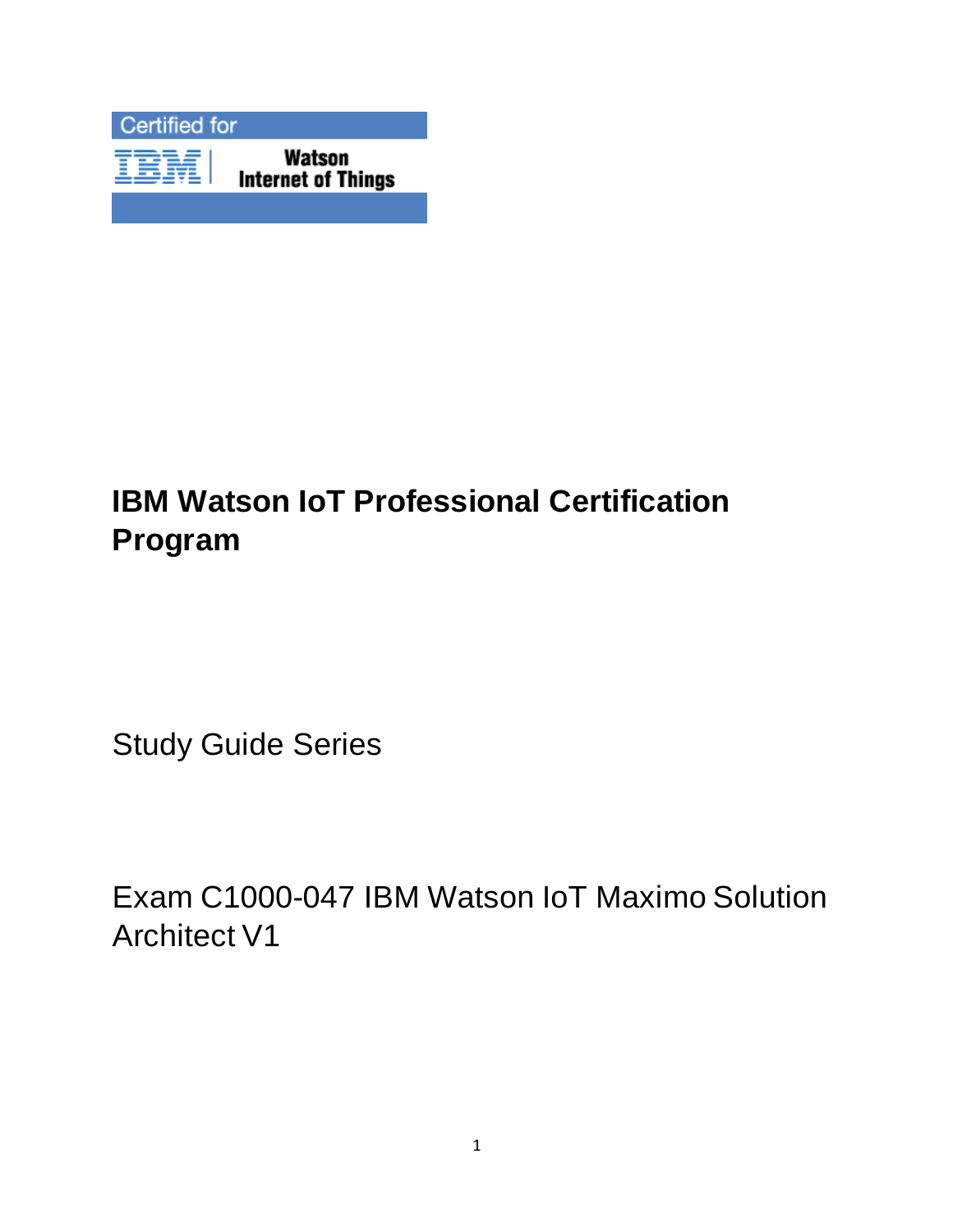Certified for

IBM Watson Internet of Things

# IBM Watson IoT Professional Certification Program

Study Guide Series

Exam C1000-047 IBM Watson IoT Maximo Solution Architect V1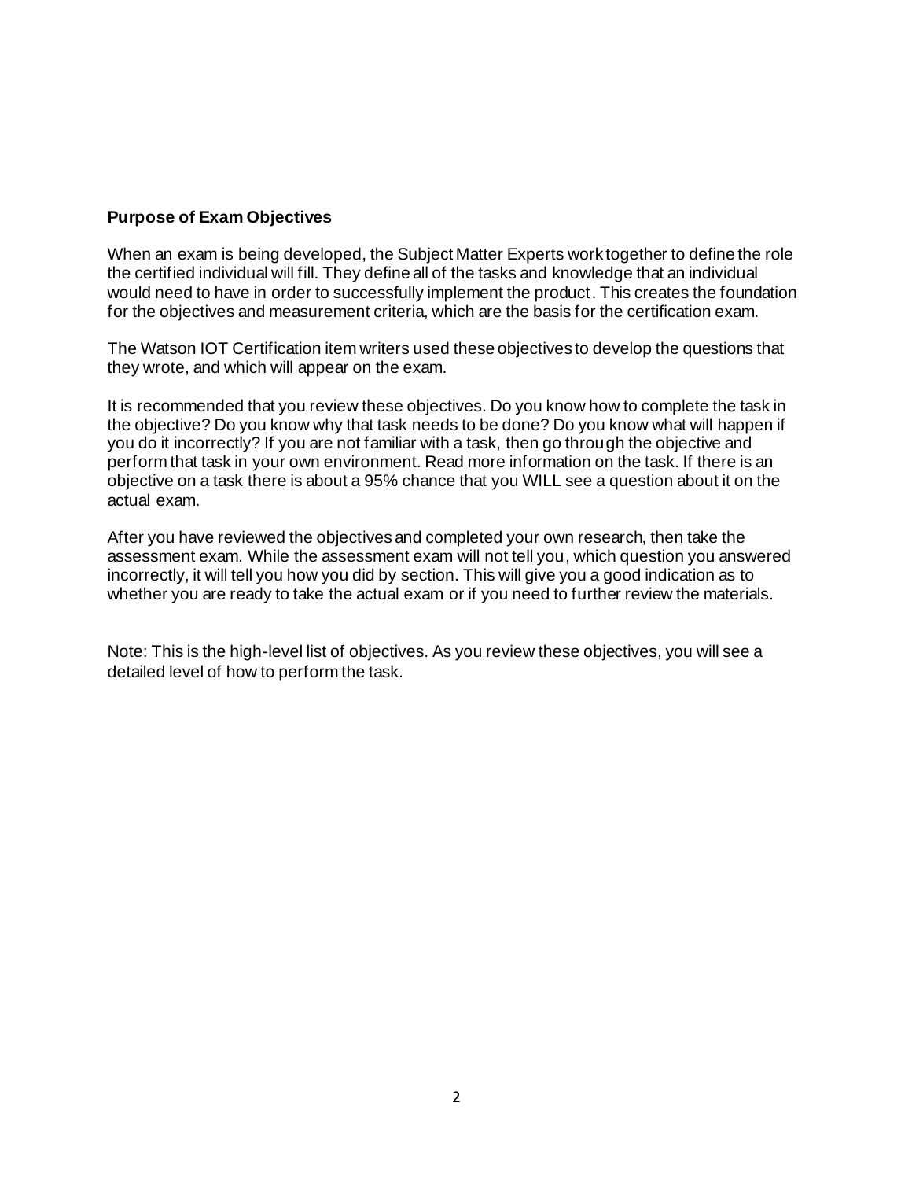**Purpose of Exam Objectives**

When an exam is being developed, the Subject Matter Experts work together to define the role the certified individual will fill. They define all of the tasks and knowledge that an individual would need to have in order to successfully implement the product. This creates the foundation for the objectives and measurement criteria, which are the basis for the certification exam.

The Watson IOT Certification item writers used these objectives to develop the questions that they wrote, and which will appear on the exam.

It is recommended that you review these objectives. Do you know how to complete the task in the objective? Do you know why that task needs to be done? Do you know what will happen if you do it incorrectly? If you are not familiar with a task, then go through the objective and perform that task in your own environment. Read more information on the task. If there is an objective on a task there is about a 95% chance that you WILL see a question about it on the actual exam.

After you have reviewed the objectives and completed your own research, then take the assessment exam. While the assessment exam will not tell you, which question you answered incorrectly, it will tell you how you did by section. This will give you a good indication as to whether you are ready to take the actual exam or if you need to further review the materials.

Note: This is the high-level list of objectives. As you review these objectives, you will see a detailed level of how to perform the task.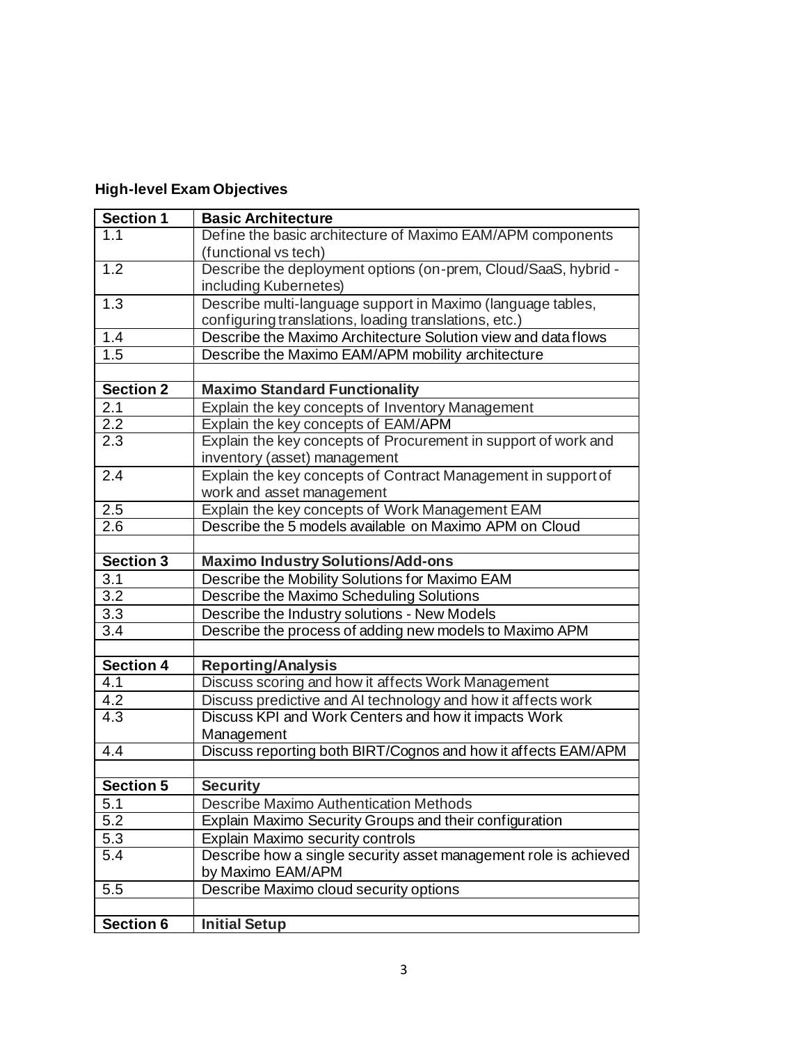**High-level Exam Objectives**

| Section 1 | Basic Architecture |
|---|---|
| 1.1 | Define the basic architecture of Maximo EAM/APM components (functional vs tech) |
| 1.2 | Describe the deployment options (on-prem, Cloud/SaaS, hybrid - including Kubernetes) |
| 1.3 | Describe multi-language support in Maximo (language tables, configuring translations, loading translations, etc.) |
| 1.4 | Describe the Maximo Architecture Solution view and data flows |
| 1.5 | Describe the Maximo EAM/APM mobility architecture |
| | |
| **Section 2** | **Maximo Standard Functionality** |
| 2.1 | Explain the key concepts of Inventory Management |
| 2.2 | Explain the key concepts of EAM/APM |
| 2.3 | Explain the key concepts of Procurement in support of work and inventory (asset) management |
| 2.4 | Explain the key concepts of Contract Management in support of work and asset management |
| 2.5 | Explain the key concepts of Work Management EAM |
| 2.6 | Describe the 5 models available on Maximo APM on Cloud |
| | |
| **Section 3** | **Maximo Industry Solutions/Add-ons** |
| 3.1 | Describe the Mobility Solutions for Maximo EAM |
| 3.2 | Describe the Maximo Scheduling Solutions |
| 3.3 | Describe the Industry solutions - New Models |
| 3.4 | Describe the process of adding new models to Maximo APM |
| | |
| **Section 4** | **Reporting/Analysis** |
| 4.1 | Discuss scoring and how it affects Work Management |
| 4.2 | Discuss predictive and AI technology and how it affects work |
| 4.3 | Discuss KPI and Work Centers and how it impacts Work Management |
| 4.4 | Discuss reporting both BIRT/Cognos and how it affects EAM/APM |
| | |
| **Section 5** | **Security** |
| 5.1 | Describe Maximo Authentication Methods |
| 5.2 | Explain Maximo Security Groups and their configuration |
| 5.3 | Explain Maximo security controls |
| 5.4 | Describe how a single security asset management role is achieved by Maximo EAM/APM |
| 5.5 | Describe Maximo cloud security options |
| | |
| **Section 6** | **Initial Setup** |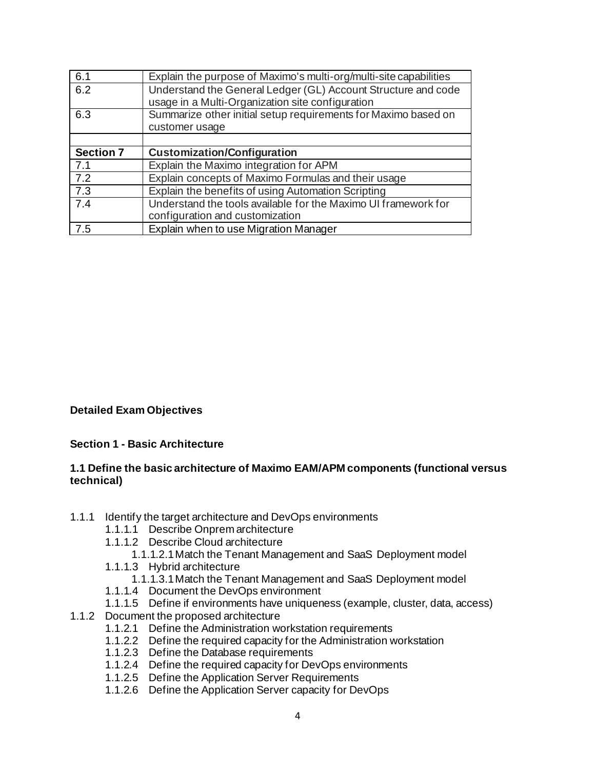| | |
|---|---|
| 6.1 | Explain the purpose of Maximo's multi-org/multi-site capabilities |
| 6.2 | Understand the General Ledger (GL) Account Structure and code usage in a Multi-Organization site configuration |
| 6.3 | Summarize other initial setup requirements for Maximo based on customer usage |
| | |
| **Section 7** | **Customization/Configuration** |
| 7.1 | Explain the Maximo integration for APM |
| 7.2 | Explain concepts of Maximo Formulas and their usage |
| 7.3 | Explain the benefits of using Automation Scripting |
| 7.4 | Understand the tools available for the Maximo UI framework for configuration and customization |
| 7.5 | Explain when to use Migration Manager |

## Detailed Exam Objectives

### Section 1 - Basic Architecture

#### 1.1 Define the basic architecture of Maximo EAM/APM components (functional versus technical)

- 1.1.1 Identify the target architecture and DevOps environments
  - 1.1.1.1 Describe Onprem architecture
  - 1.1.1.2 Describe Cloud architecture
    - 1.1.1.2.1 Match the Tenant Management and SaaS Deployment model
  - 1.1.1.3 Hybrid architecture
    - 1.1.1.3.1 Match the Tenant Management and SaaS Deployment model
  - 1.1.1.4 Document the DevOps environment
  - 1.1.1.5 Define if environments have uniqueness (example, cluster, data, access)
- 1.1.2 Document the proposed architecture
  - 1.1.2.1 Define the Administration workstation requirements
  - 1.1.2.2 Define the required capacity for the Administration workstation
  - 1.1.2.3 Define the Database requirements
  - 1.1.2.4 Define the required capacity for DevOps environments
  - 1.1.2.5 Define the Application Server Requirements
  - 1.1.2.6 Define the Application Server capacity for DevOps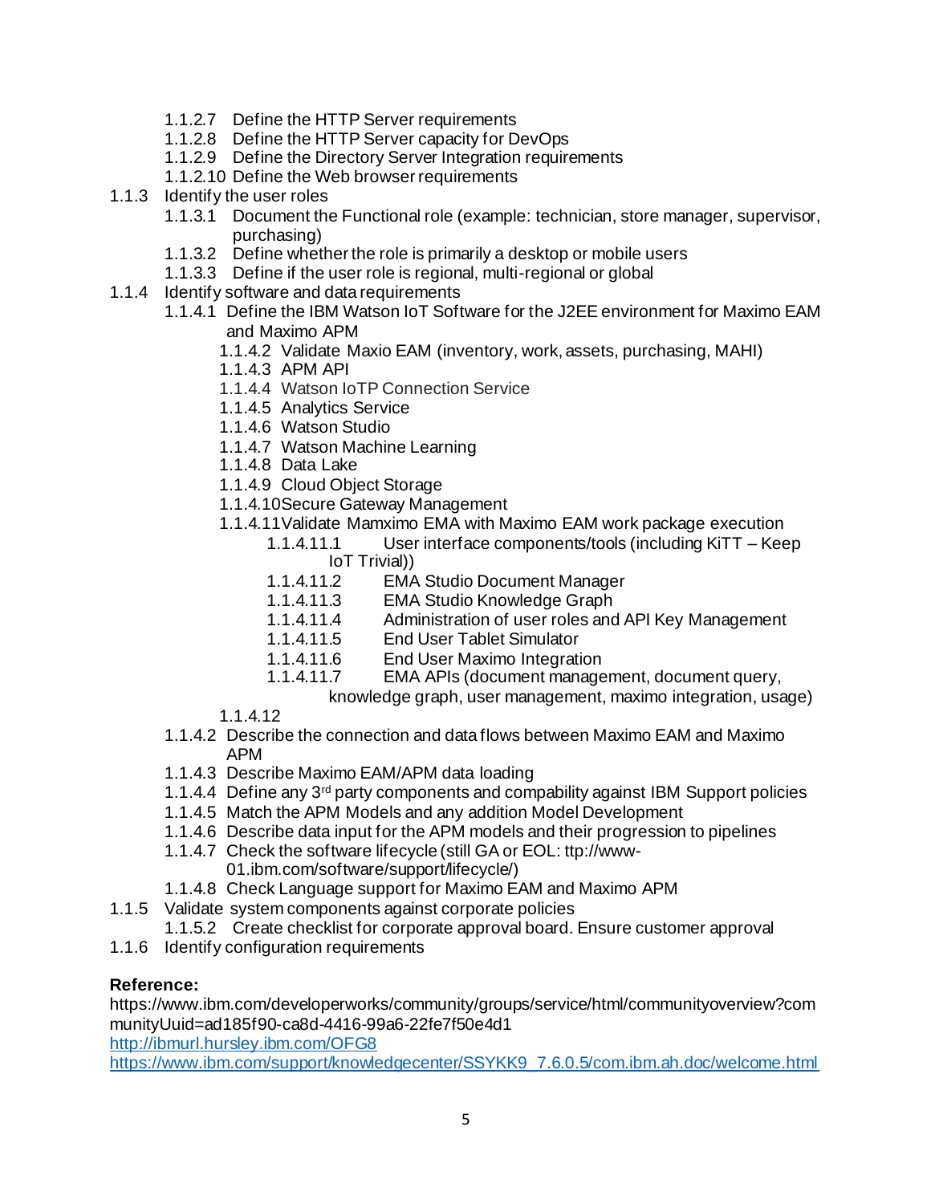- 1.1.2.7 Define the HTTP Server requirements
- 1.1.2.8 Define the HTTP Server capacity for DevOps
- 1.1.2.9 Define the Directory Server Integration requirements
- 1.1.2.10 Define the Web browser requirements

1.1.3 Identify the user roles

- 1.1.3.1 Document the Functional role (example: technician, store manager, supervisor, purchasing)
- 1.1.3.2 Define whether the role is primarily a desktop or mobile users
- 1.1.3.3 Define if the user role is regional, multi-regional or global

1.1.4 Identify software and data requirements

- 1.1.4.1 Define the IBM Watson IoT Software for the J2EE environment for Maximo EAM and Maximo APM
  - 1.1.4.2 Validate Maxio EAM (inventory, work, assets, purchasing, MAHI)
  - 1.1.4.3 APM API
  - 1.1.4.4 Watson IoTP Connection Service
  - 1.1.4.5 Analytics Service
  - 1.1.4.6 Watson Studio
  - 1.1.4.7 Watson Machine Learning
  - 1.1.4.8 Data Lake
  - 1.1.4.9 Cloud Object Storage
  - 1.1.4.10 Secure Gateway Management
  - 1.1.4.11 Validate Mamximo EMA with Maximo EAM work package execution
    - 1.1.4.11.1 User interface components/tools (including KiTT – Keep IoT Trivial))
    - 1.1.4.11.2 EMA Studio Document Manager
    - 1.1.4.11.3 EMA Studio Knowledge Graph
    - 1.1.4.11.4 Administration of user roles and API Key Management
    - 1.1.4.11.5 End User Tablet Simulator
    - 1.1.4.11.6 End User Maximo Integration
    - 1.1.4.11.7 EMA APIs (document management, document query, knowledge graph, user management, maximo integration, usage)
  - 1.1.4.12
- 1.1.4.2 Describe the connection and data flows between Maximo EAM and Maximo APM
- 1.1.4.3 Describe Maximo EAM/APM data loading
- 1.1.4.4 Define any 3rd party components and compability against IBM Support policies
- 1.1.4.5 Match the APM Models and any addition Model Development
- 1.1.4.6 Describe data input for the APM models and their progression to pipelines
- 1.1.4.7 Check the software lifecycle (still GA or EOL: ttp://www-01.ibm.com/software/support/lifecycle/)
- 1.1.4.8 Check Language support for Maximo EAM and Maximo APM

1.1.5 Validate system components against corporate policies

- 1.1.5.2 Create checklist for corporate approval board. Ensure customer approval

1.1.6 Identify configuration requirements

**Reference:**

https://www.ibm.com/developerworks/community/groups/service/html/communityoverview?communityUuid=ad185f90-ca8d-4416-99a6-22fe7f50e4d1

http://ibmurl.hursley.ibm.com/OFG8

https://www.ibm.com/support/knowledgecenter/SSYKK9_7.6.0.5/com.ibm.ah.doc/welcome.html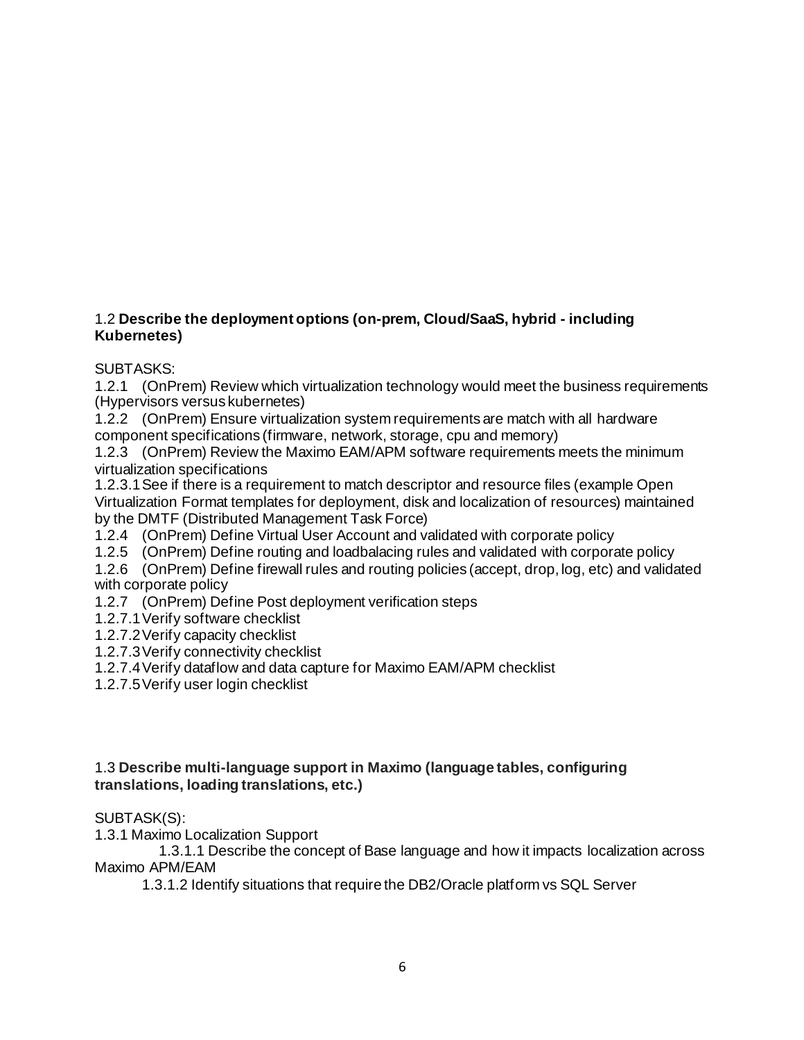1.2 **Describe the deployment options (on-prem, Cloud/SaaS, hybrid - including Kubernetes)**

SUBTASKS:

1.2.1 (OnPrem) Review which virtualization technology would meet the business requirements (Hypervisors versus kubernetes)

1.2.2 (OnPrem) Ensure virtualization system requirements are match with all hardware component specifications (firmware, network, storage, cpu and memory)

1.2.3 (OnPrem) Review the Maximo EAM/APM software requirements meets the minimum virtualization specifications

1.2.3.1 See if there is a requirement to match descriptor and resource files (example Open Virtualization Format templates for deployment, disk and localization of resources) maintained by the DMTF (Distributed Management Task Force)

1.2.4 (OnPrem) Define Virtual User Account and validated with corporate policy

1.2.5 (OnPrem) Define routing and loadbalacing rules and validated with corporate policy

1.2.6 (OnPrem) Define firewall rules and routing policies (accept, drop, log, etc) and validated with corporate policy

1.2.7 (OnPrem) Define Post deployment verification steps

1.2.7.1 Verify software checklist

1.2.7.2 Verify capacity checklist

1.2.7.3 Verify connectivity checklist

1.2.7.4 Verify dataflow and data capture for Maximo EAM/APM checklist

1.2.7.5 Verify user login checklist

1.3 **Describe multi-language support in Maximo (language tables, configuring translations, loading translations, etc.)**

SUBTASK(S):

1.3.1 Maximo Localization Support

1.3.1.1 Describe the concept of Base language and how it impacts localization across Maximo APM/EAM

1.3.1.2 Identify situations that require the DB2/Oracle platform vs SQL Server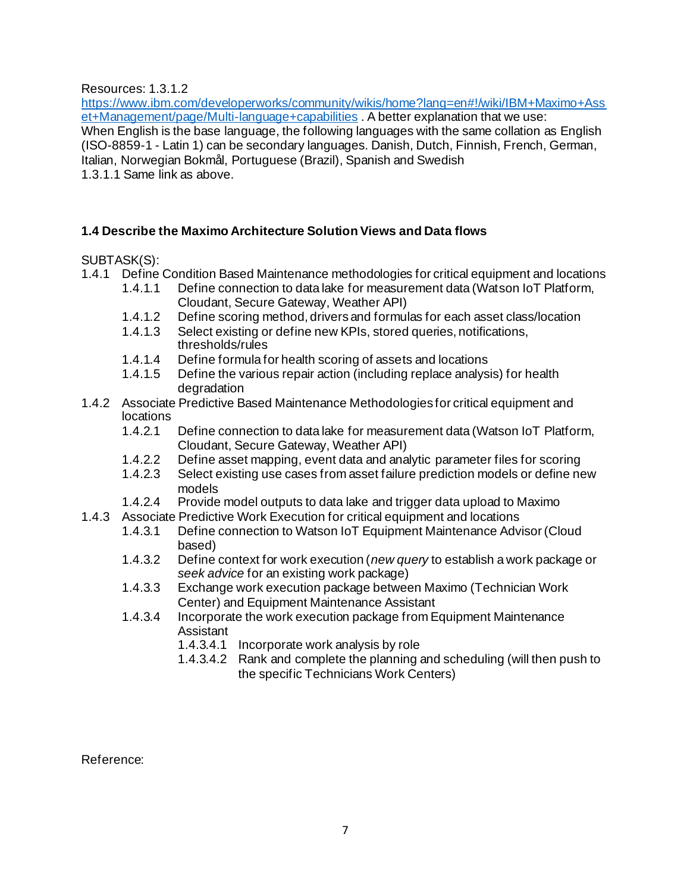Resources: 1.3.1.2
[https://www.ibm.com/developerworks/community/wikis/home?lang=en#!/wiki/IBM+Maximo+Asset+Management/page/Multi-language+capabilities](https://www.ibm.com/developerworks/community/wikis/home?lang=en#!/wiki/IBM+Maximo+Asset+Management/page/Multi-language+capabilities) . A better explanation that we use:
When English is the base language, the following languages with the same collation as English (ISO-8859-1 - Latin 1) can be secondary languages. Danish, Dutch, Finnish, French, German, Italian, Norwegian Bokmål, Portuguese (Brazil), Spanish and Swedish
1.3.1.1 Same link as above.

### 1.4 Describe the Maximo Architecture Solution Views and Data flows

SUBTASK(S):

- 1.4.1 Define Condition Based Maintenance methodologies for critical equipment and locations
  - 1.4.1.1 Define connection to data lake for measurement data (Watson IoT Platform, Cloudant, Secure Gateway, Weather API)
  - 1.4.1.2 Define scoring method, drivers and formulas for each asset class/location
  - 1.4.1.3 Select existing or define new KPIs, stored queries, notifications, thresholds/rules
  - 1.4.1.4 Define formula for health scoring of assets and locations
  - 1.4.1.5 Define the various repair action (including replace analysis) for health degradation
- 1.4.2 Associate Predictive Based Maintenance Methodologies for critical equipment and locations
  - 1.4.2.1 Define connection to data lake for measurement data (Watson IoT Platform, Cloudant, Secure Gateway, Weather API)
  - 1.4.2.2 Define asset mapping, event data and analytic parameter files for scoring
  - 1.4.2.3 Select existing use cases from asset failure prediction models or define new models
  - 1.4.2.4 Provide model outputs to data lake and trigger data upload to Maximo
- 1.4.3 Associate Predictive Work Execution for critical equipment and locations
  - 1.4.3.1 Define connection to Watson IoT Equipment Maintenance Advisor (Cloud based)
  - 1.4.3.2 Define context for work execution (*new query* to establish a work package or *seek advice* for an existing work package)
  - 1.4.3.3 Exchange work execution package between Maximo (Technician Work Center) and Equipment Maintenance Assistant
  - 1.4.3.4 Incorporate the work execution package from Equipment Maintenance Assistant
    - 1.4.3.4.1 Incorporate work analysis by role
    - 1.4.3.4.2 Rank and complete the planning and scheduling (will then push to the specific Technicians Work Centers)

Reference: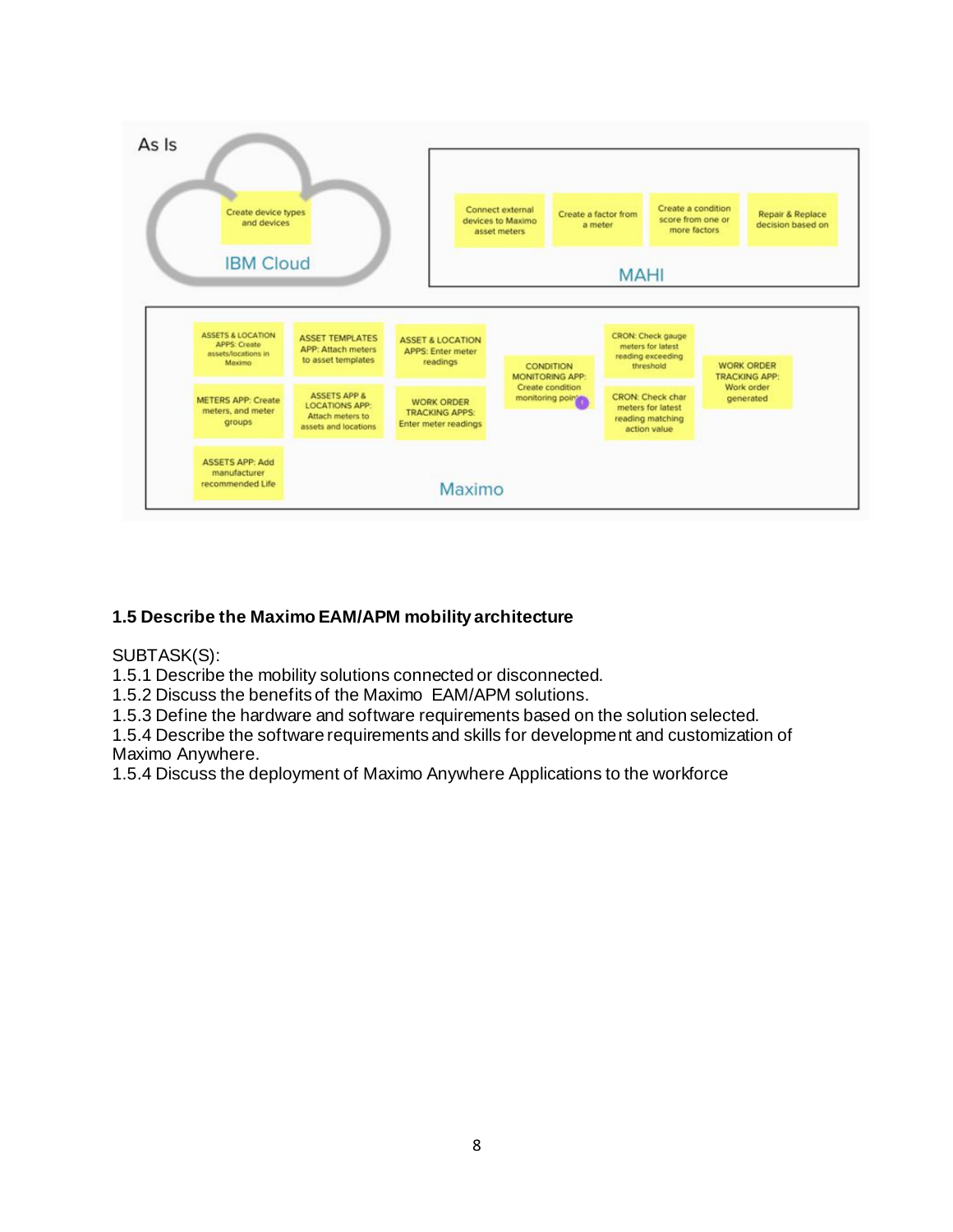As Is

**IBM Cloud**

- Create device types and devices

**MAHI**

- Connect external devices to Maximo asset meters
- Create a factor from a meter
- Create a condition score from one or more factors
- Repair & Replace decision based on

**Maximo**

- ASSETS & LOCATION APPS: Create assets/locations in Maximo
- METERS APP: Create meters, and meter groups
- ASSETS APP: Add manufacturer recommended Life
- ASSET TEMPLATES APP: Attach meters to asset templates
- ASSETS APP & LOCATIONS APP: Attach meters to assets and locations
- ASSET & LOCATION APPS: Enter meter readings
- WORK ORDER TRACKING APPS: Enter meter readings
- CONDITION MONITORING APP: Create condition monitoring point
- CRON: Check gauge meters for latest reading exceeding threshold
- CRON: Check char meters for latest reading matching action value
- WORK ORDER TRACKING APP: Work order generated

**1.5 Describe the Maximo EAM/APM mobility architecture**

SUBTASK(S):
1.5.1 Describe the mobility solutions connected or disconnected.
1.5.2 Discuss the benefits of the Maximo EAM/APM solutions.
1.5.3 Define the hardware and software requirements based on the solution selected.
1.5.4 Describe the software requirements and skills for development and customization of Maximo Anywhere.
1.5.4 Discuss the deployment of Maximo Anywhere Applications to the workforce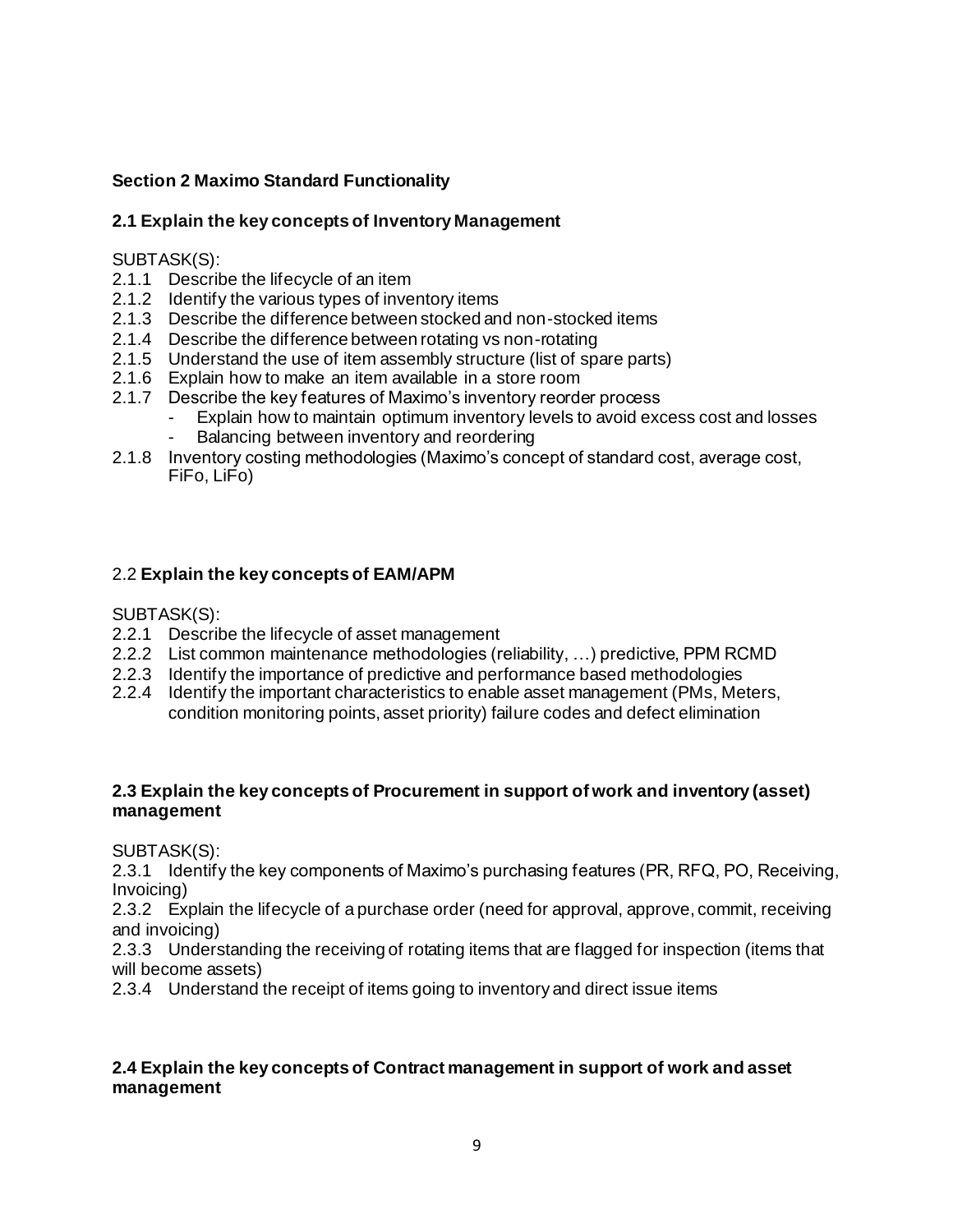## Section 2 Maximo Standard Functionality

### 2.1 Explain the key concepts of Inventory Management

SUBTASK(S):

2.1.1 Describe the lifecycle of an item
2.1.2 Identify the various types of inventory items
2.1.3 Describe the difference between stocked and non-stocked items
2.1.4 Describe the difference between rotating vs non-rotating
2.1.5 Understand the use of item assembly structure (list of spare parts)
2.1.6 Explain how to make an item available in a store room
2.1.7 Describe the key features of Maximo's inventory reorder process

- Explain how to maintain optimum inventory levels to avoid excess cost and losses
- Balancing between inventory and reordering

2.1.8 Inventory costing methodologies (Maximo's concept of standard cost, average cost, FiFo, LiFo)

### 2.2 **Explain the key concepts of EAM/APM**

SUBTASK(S):

2.2.1 Describe the lifecycle of asset management
2.2.2 List common maintenance methodologies (reliability, …) predictive, PPM RCMD
2.2.3 Identify the importance of predictive and performance based methodologies
2.2.4 Identify the important characteristics to enable asset management (PMs, Meters, condition monitoring points, asset priority) failure codes and defect elimination

### 2.3 Explain the key concepts of Procurement in support of work and inventory (asset) management

SUBTASK(S):

2.3.1 Identify the key components of Maximo's purchasing features (PR, RFQ, PO, Receiving, Invoicing)
2.3.2 Explain the lifecycle of a purchase order (need for approval, approve, commit, receiving and invoicing)
2.3.3 Understanding the receiving of rotating items that are flagged for inspection (items that will become assets)
2.3.4 Understand the receipt of items going to inventory and direct issue items

### 2.4 Explain the key concepts of Contract management in support of work and asset management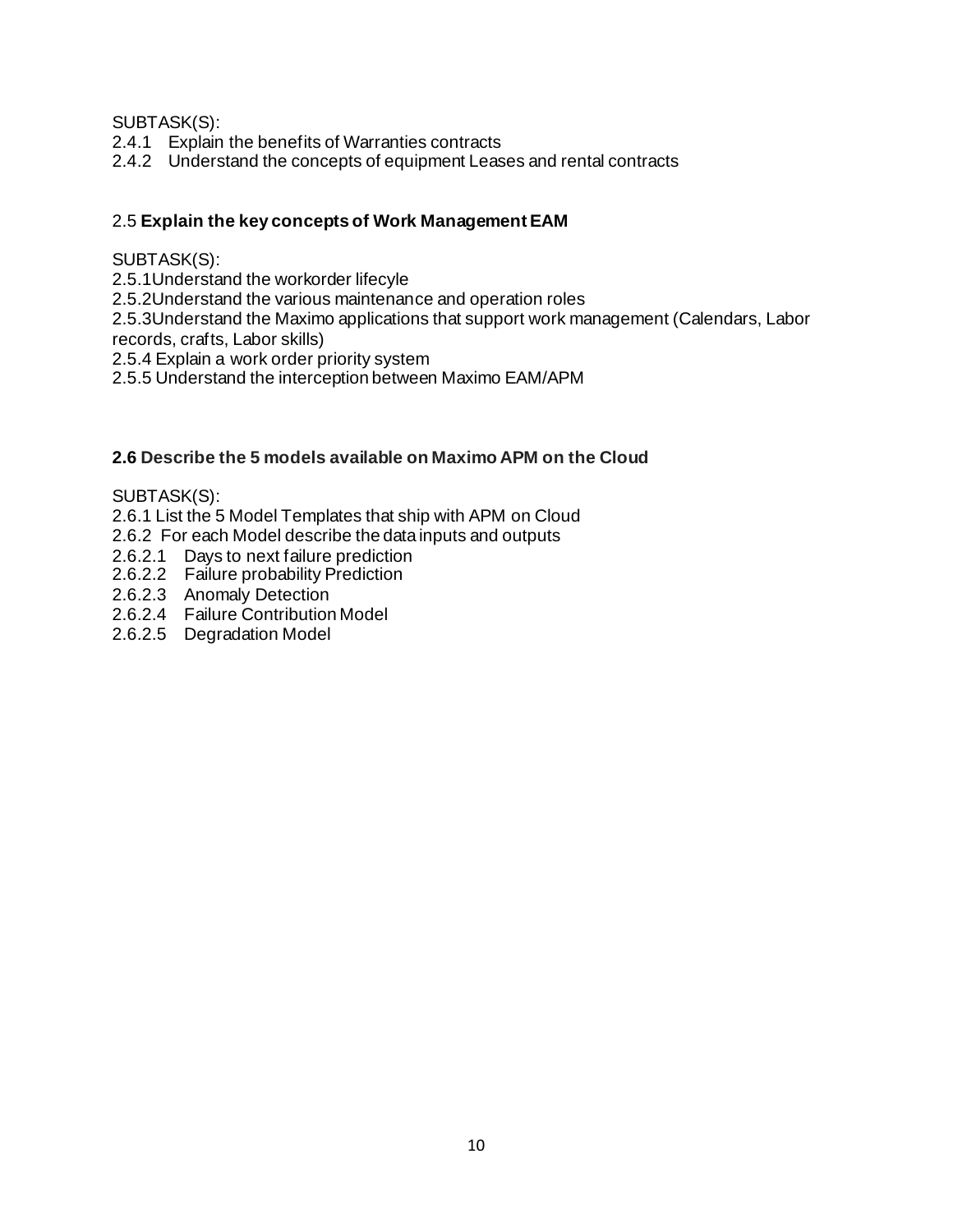SUBTASK(S):

2.4.1 Explain the benefits of Warranties contracts
2.4.2 Understand the concepts of equipment Leases and rental contracts

## 2.5 **Explain the key concepts of Work Management EAM**

SUBTASK(S):

2.5.1Understand the workorder lifecyle
2.5.2Understand the various maintenance and operation roles
2.5.3Understand the Maximo applications that support work management (Calendars, Labor records, crafts, Labor skills)
2.5.4 Explain a work order priority system
2.5.5 Understand the interception between Maximo EAM/APM

## **2.6 Describe the 5 models available on Maximo APM on the Cloud**

SUBTASK(S):

2.6.1 List the 5 Model Templates that ship with APM on Cloud
2.6.2 For each Model describe the data inputs and outputs
2.6.2.1 Days to next failure prediction
2.6.2.2 Failure probability Prediction
2.6.2.3 Anomaly Detection
2.6.2.4 Failure Contribution Model
2.6.2.5 Degradation Model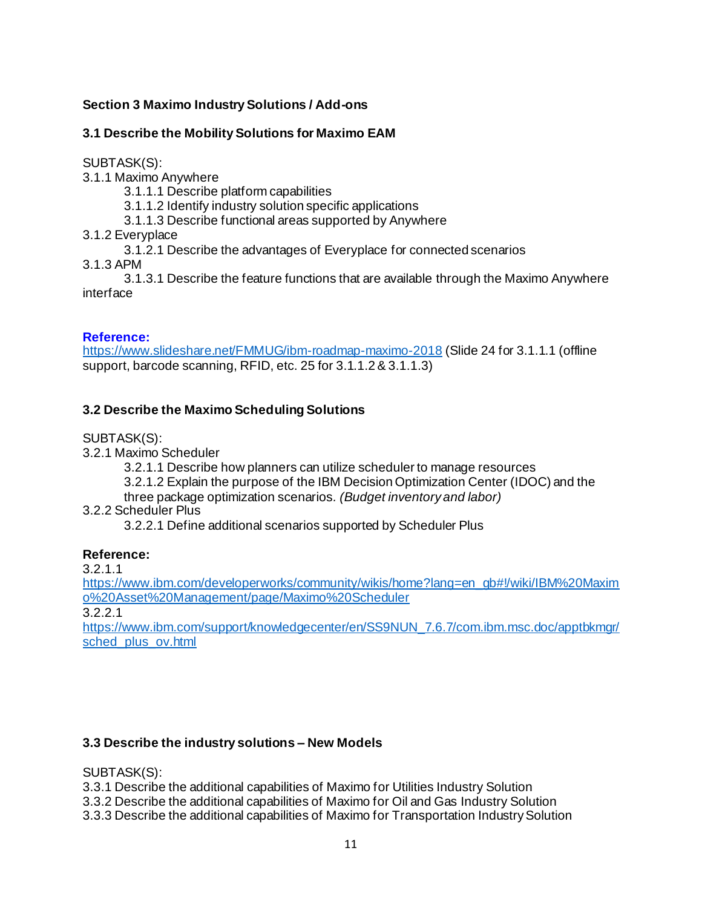**Section 3 Maximo Industry Solutions / Add-ons**

**3.1 Describe the Mobility Solutions for Maximo EAM**

SUBTASK(S):
3.1.1 Maximo Anywhere
  3.1.1.1 Describe platform capabilities
  3.1.1.2 Identify industry solution specific applications
  3.1.1.3 Describe functional areas supported by Anywhere
3.1.2 Everyplace
  3.1.2.1 Describe the advantages of Everyplace for connected scenarios
3.1.3 APM
  3.1.3.1 Describe the feature functions that are available through the Maximo Anywhere interface

**Reference:**
https://www.slideshare.net/FMMUG/ibm-roadmap-maximo-2018 (Slide 24 for 3.1.1.1 (offline support, barcode scanning, RFID, etc. 25 for 3.1.1.2 & 3.1.1.3)

**3.2 Describe the Maximo Scheduling Solutions**

SUBTASK(S):
3.2.1 Maximo Scheduler
  3.2.1.1 Describe how planners can utilize scheduler to manage resources
  3.2.1.2 Explain the purpose of the IBM Decision Optimization Center (IDOC) and the three package optimization scenarios. *(Budget inventory and labor)*
3.2.2 Scheduler Plus
  3.2.2.1 Define additional scenarios supported by Scheduler Plus

**Reference:**
3.2.1.1
https://www.ibm.com/developerworks/community/wikis/home?lang=en_gb#!/wiki/IBM%20Maximo%20Asset%20Management/page/Maximo%20Scheduler
3.2.2.1
https://www.ibm.com/support/knowledgecenter/en/SS9NUN_7.6.7/com.ibm.msc.doc/apptbkmgr/sched_plus_ov.html

**3.3 Describe the industry solutions – New Models**

SUBTASK(S):
3.3.1 Describe the additional capabilities of Maximo for Utilities Industry Solution
3.3.2 Describe the additional capabilities of Maximo for Oil and Gas Industry Solution
3.3.3 Describe the additional capabilities of Maximo for Transportation Industry Solution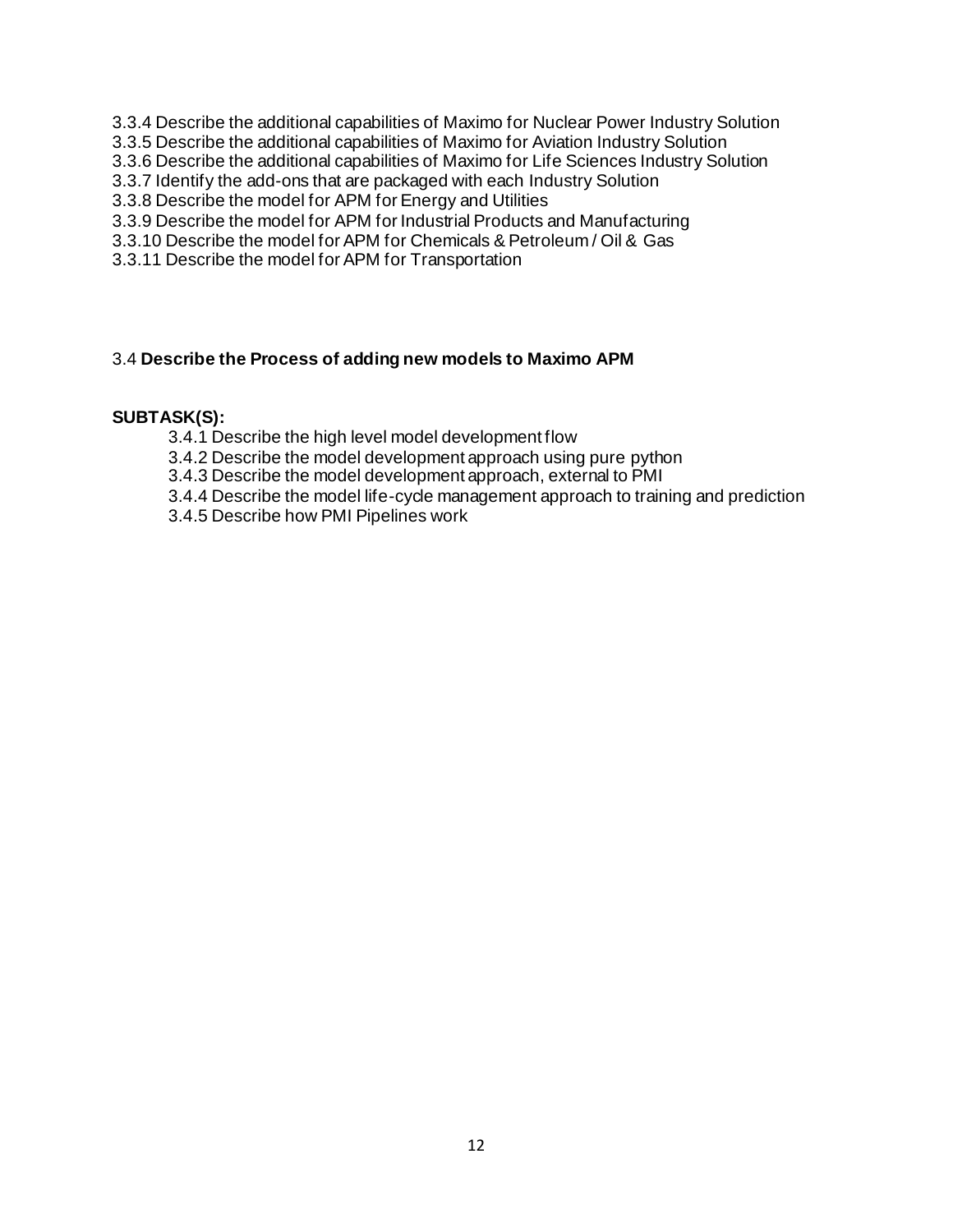3.3.4 Describe the additional capabilities of Maximo for Nuclear Power Industry Solution
3.3.5 Describe the additional capabilities of Maximo for Aviation Industry Solution
3.3.6 Describe the additional capabilities of Maximo for Life Sciences Industry Solution
3.3.7 Identify the add-ons that are packaged with each Industry Solution
3.3.8 Describe the model for APM for Energy and Utilities
3.3.9 Describe the model for APM for Industrial Products and Manufacturing
3.3.10 Describe the model for APM for Chemicals & Petroleum / Oil & Gas
3.3.11 Describe the model for APM for Transportation

3.4 **Describe the Process of adding new models to Maximo APM**

**SUBTASK(S):**

3.4.1 Describe the high level model development flow
3.4.2 Describe the model development approach using pure python
3.4.3 Describe the model development approach, external to PMI
3.4.4 Describe the model life-cycle management approach to training and prediction
3.4.5 Describe how PMI Pipelines work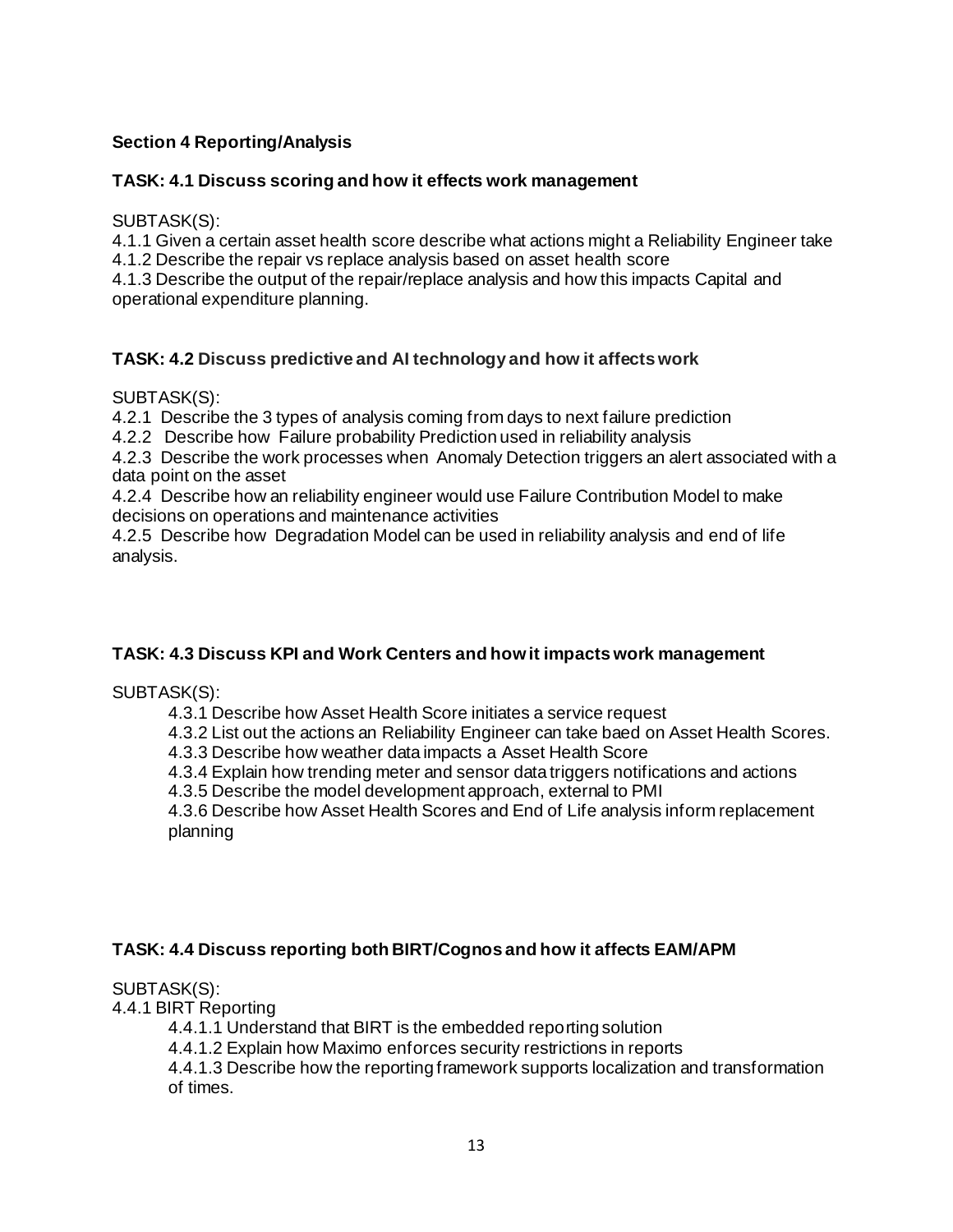**Section 4 Reporting/Analysis**

**TASK: 4.1 Discuss scoring and how it effects work management**

SUBTASK(S):

4.1.1 Given a certain asset health score describe what actions might a Reliability Engineer take
4.1.2 Describe the repair vs replace analysis based on asset health score
4.1.3 Describe the output of the repair/replace analysis and how this impacts Capital and operational expenditure planning.

**TASK: 4.2 Discuss predictive and AI technology and how it affects work**

SUBTASK(S):

4.2.1 Describe the 3 types of analysis coming from days to next failure prediction
4.2.2 Describe how Failure probability Prediction used in reliability analysis
4.2.3 Describe the work processes when Anomaly Detection triggers an alert associated with a data point on the asset
4.2.4 Describe how an reliability engineer would use Failure Contribution Model to make decisions on operations and maintenance activities
4.2.5 Describe how Degradation Model can be used in reliability analysis and end of life analysis.

**TASK: 4.3 Discuss KPI and Work Centers and how it impacts work management**

SUBTASK(S):

4.3.1 Describe how Asset Health Score initiates a service request
4.3.2 List out the actions an Reliability Engineer can take baed on Asset Health Scores.
4.3.3 Describe how weather data impacts a Asset Health Score
4.3.4 Explain how trending meter and sensor data triggers notifications and actions
4.3.5 Describe the model development approach, external to PMI
4.3.6 Describe how Asset Health Scores and End of Life analysis inform replacement planning

**TASK: 4.4 Discuss reporting both BIRT/Cognos and how it affects EAM/APM**

SUBTASK(S):

4.4.1 BIRT Reporting

4.4.1.1 Understand that BIRT is the embedded reporting solution
4.4.1.2 Explain how Maximo enforces security restrictions in reports
4.4.1.3 Describe how the reporting framework supports localization and transformation of times.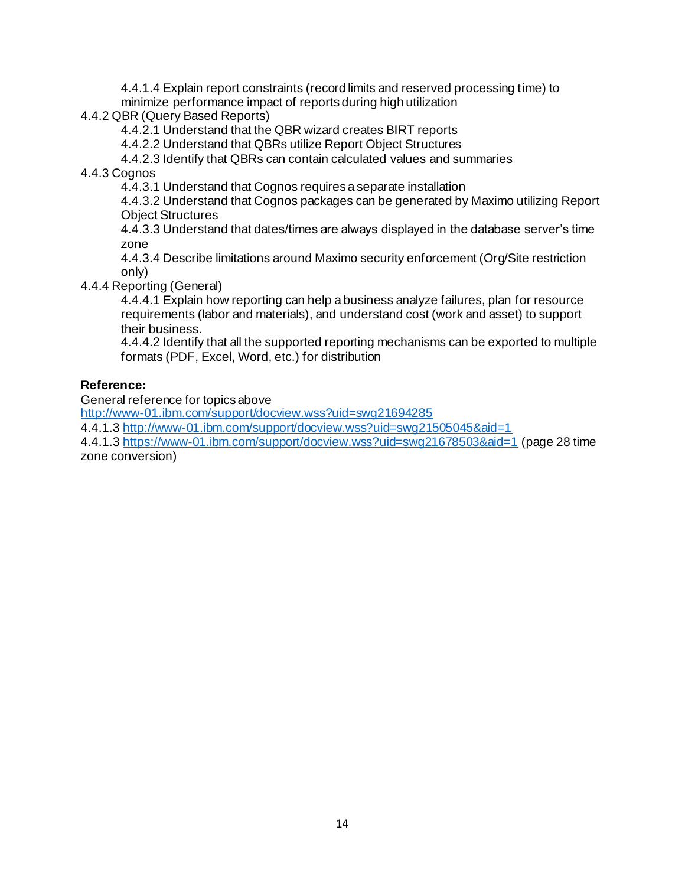4.4.1.4 Explain report constraints (record limits and reserved processing time) to minimize performance impact of reports during high utilization

4.4.2 QBR (Query Based Reports)

4.4.2.1 Understand that the QBR wizard creates BIRT reports

4.4.2.2 Understand that QBRs utilize Report Object Structures

4.4.2.3 Identify that QBRs can contain calculated values and summaries

4.4.3 Cognos

4.4.3.1 Understand that Cognos requires a separate installation

4.4.3.2 Understand that Cognos packages can be generated by Maximo utilizing Report Object Structures

4.4.3.3 Understand that dates/times are always displayed in the database server's time zone

4.4.3.4 Describe limitations around Maximo security enforcement (Org/Site restriction only)

4.4.4 Reporting (General)

4.4.4.1 Explain how reporting can help a business analyze failures, plan for resource requirements (labor and materials), and understand cost (work and asset) to support their business.

4.4.4.2 Identify that all the supported reporting mechanisms can be exported to multiple formats (PDF, Excel, Word, etc.) for distribution

**Reference:**

General reference for topics above
http://www-01.ibm.com/support/docview.wss?uid=swg21694285

4.4.1.3 http://www-01.ibm.com/support/docview.wss?uid=swg21505045&aid=1

4.4.1.3 https://www-01.ibm.com/support/docview.wss?uid=swg21678503&aid=1 (page 28 time zone conversion)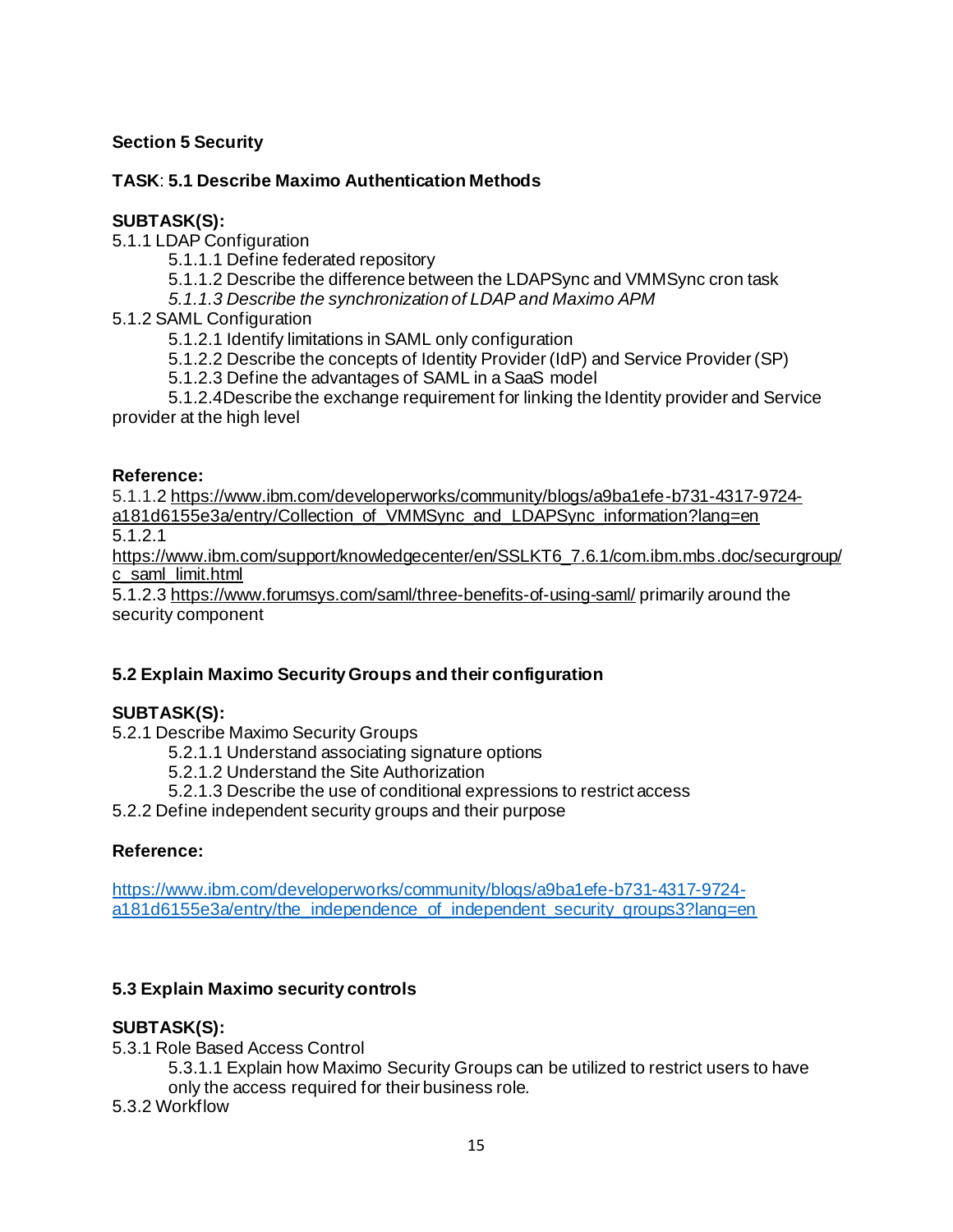**Section 5 Security**

**TASK**: **5.1 Describe Maximo Authentication Methods**

**SUBTASK(S):**

5.1.1 LDAP Configuration

- 5.1.1.1 Define federated repository
- 5.1.1.2 Describe the difference between the LDAPSync and VMMSync cron task
- *5.1.1.3 Describe the synchronization of LDAP and Maximo APM*

5.1.2 SAML Configuration

- 5.1.2.1 Identify limitations in SAML only configuration
- 5.1.2.2 Describe the concepts of Identity Provider (IdP) and Service Provider (SP)
- 5.1.2.3 Define the advantages of SAML in a SaaS model
- 5.1.2.4Describe the exchange requirement for linking the Identity provider and Service provider at the high level

**Reference:**

5.1.1.2 https://www.ibm.com/developerworks/community/blogs/a9ba1efe-b731-4317-9724-a181d6155e3a/entry/Collection_of_VMMSync_and_LDAPSync_information?lang=en

5.1.2.1 https://www.ibm.com/support/knowledgecenter/en/SSLKT6_7.6.1/com.ibm.mbs.doc/securgroup/c_saml_limit.html

5.1.2.3 https://www.forumsys.com/saml/three-benefits-of-using-saml/ primarily around the security component

**5.2 Explain Maximo Security Groups and their configuration**

**SUBTASK(S):**

5.2.1 Describe Maximo Security Groups

- 5.2.1.1 Understand associating signature options
- 5.2.1.2 Understand the Site Authorization
- 5.2.1.3 Describe the use of conditional expressions to restrict access

5.2.2 Define independent security groups and their purpose

**Reference:**

https://www.ibm.com/developerworks/community/blogs/a9ba1efe-b731-4317-9724-a181d6155e3a/entry/the_independence_of_independent_security_groups3?lang=en

**5.3 Explain Maximo security controls**

**SUBTASK(S):**

5.3.1 Role Based Access Control

- 5.3.1.1 Explain how Maximo Security Groups can be utilized to restrict users to have only the access required for their business role.

5.3.2 Workflow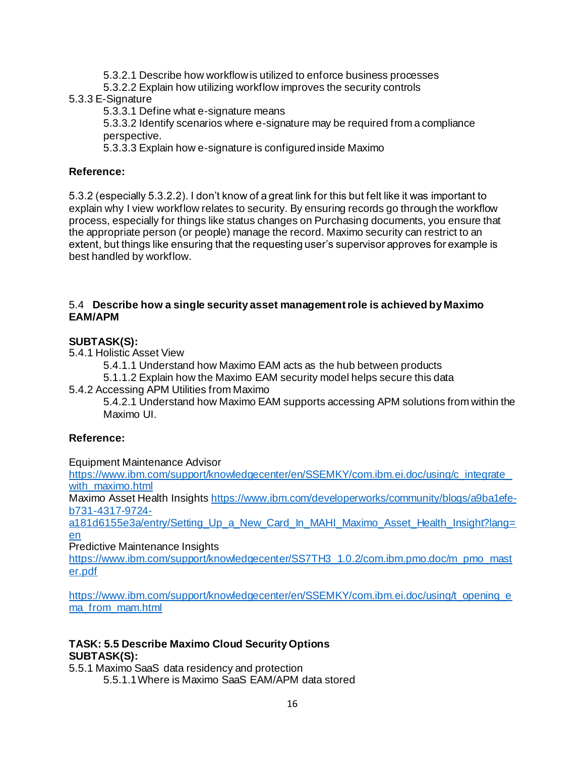5.3.2.1 Describe how workflow is utilized to enforce business processes
5.3.2.2 Explain how utilizing workflow improves the security controls

5.3.3 E-Signature
5.3.3.1 Define what e-signature means
5.3.3.2 Identify scenarios where e-signature may be required from a compliance perspective.
5.3.3.3 Explain how e-signature is configured inside Maximo

**Reference:**

5.3.2 (especially 5.3.2.2). I don't know of a great link for this but felt like it was important to explain why I view workflow relates to security. By ensuring records go through the workflow process, especially for things like status changes on Purchasing documents, you ensure that the appropriate person (or people) manage the record. Maximo security can restrict to an extent, but things like ensuring that the requesting user's supervisor approves for example is best handled by workflow.

5.4 **Describe how a single security asset management role is achieved by Maximo EAM/APM**

**SUBTASK(S):**

5.4.1 Holistic Asset View
5.4.1.1 Understand how Maximo EAM acts as the hub between products
5.1.1.2 Explain how the Maximo EAM security model helps secure this data

5.4.2 Accessing APM Utilities from Maximo
5.4.2.1 Understand how Maximo EAM supports accessing APM solutions from within the Maximo UI.

**Reference:**

Equipment Maintenance Advisor
https://www.ibm.com/support/knowledgecenter/en/SSEMKY/com.ibm.ei.doc/using/c_integrate_with_maximo.html
Maximo Asset Health Insights https://www.ibm.com/developerworks/community/blogs/a9ba1efe-b731-4317-9724-a181d6155e3a/entry/Setting_Up_a_New_Card_In_MAHI_Maximo_Asset_Health_Insight?lang=en
Predictive Maintenance Insights
https://www.ibm.com/support/knowledgecenter/SS7TH3_1.0.2/com.ibm.pmo.doc/m_pmo_master.pdf

https://www.ibm.com/support/knowledgecenter/en/SSEMKY/com.ibm.ei.doc/using/t_opening_ema_from_mam.html

**TASK: 5.5 Describe Maximo Cloud Security Options**
**SUBTASK(S):**

5.5.1 Maximo SaaS data residency and protection
5.5.1.1 Where is Maximo SaaS EAM/APM data stored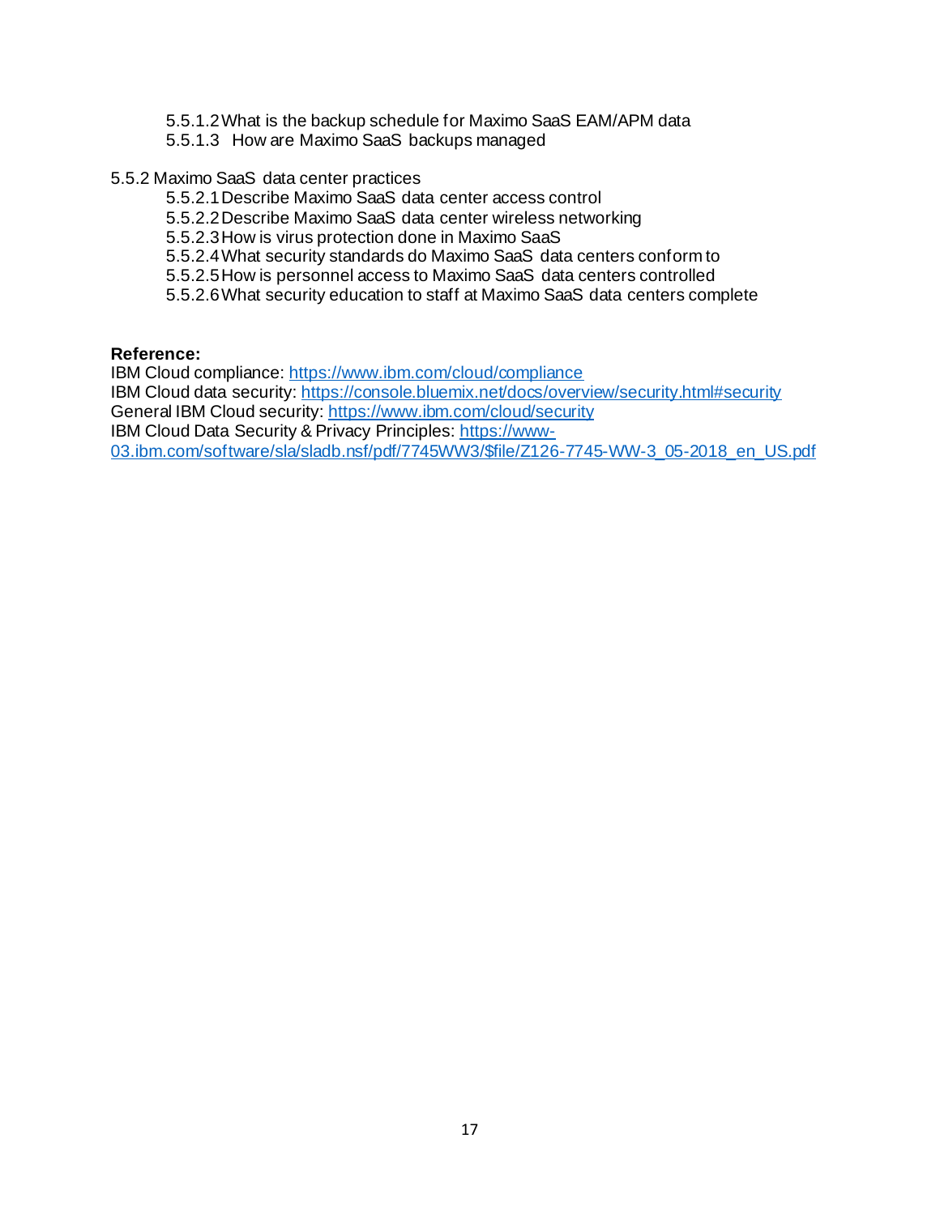5.5.1.2 What is the backup schedule for Maximo SaaS EAM/APM data
5.5.1.3 How are Maximo SaaS backups managed

5.5.2 Maximo SaaS data center practices
5.5.2.1 Describe Maximo SaaS data center access control
5.5.2.2 Describe Maximo SaaS data center wireless networking
5.5.2.3 How is virus protection done in Maximo SaaS
5.5.2.4 What security standards do Maximo SaaS data centers conform to
5.5.2.5 How is personnel access to Maximo SaaS data centers controlled
5.5.2.6 What security education to staff at Maximo SaaS data centers complete

**Reference:**
IBM Cloud compliance: https://www.ibm.com/cloud/compliance
IBM Cloud data security: https://console.bluemix.net/docs/overview/security.html#security
General IBM Cloud security: https://www.ibm.com/cloud/security
IBM Cloud Data Security & Privacy Principles: https://www-03.ibm.com/software/sla/sladb.nsf/pdf/7745WW3/$file/Z126-7745-WW-3_05-2018_en_US.pdf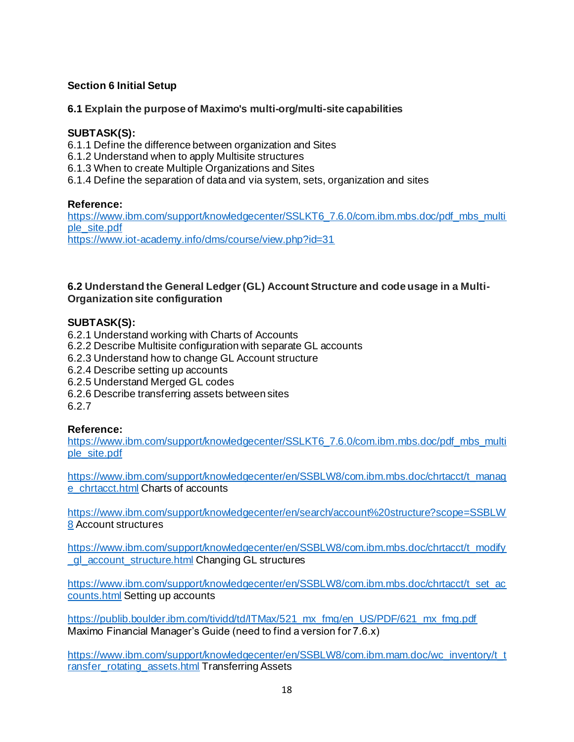## Section 6 Initial Setup

### 6.1 Explain the purpose of Maximo's multi-org/multi-site capabilities

**SUBTASK(S):**

6.1.1 Define the difference between organization and Sites
6.1.2 Understand when to apply Multisite structures
6.1.3 When to create Multiple Organizations and Sites
6.1.4 Define the separation of data and via system, sets, organization and sites

**Reference:**

https://www.ibm.com/support/knowledgecenter/SSLKT6_7.6.0/com.ibm.mbs.doc/pdf_mbs_multiple_site.pdf
https://www.iot-academy.info/clms/course/view.php?id=31

### 6.2 Understand the General Ledger (GL) Account Structure and code usage in a Multi-Organization site configuration

**SUBTASK(S):**

6.2.1 Understand working with Charts of Accounts
6.2.2 Describe Multisite configuration with separate GL accounts
6.2.3 Understand how to change GL Account structure
6.2.4 Describe setting up accounts
6.2.5 Understand Merged GL codes
6.2.6 Describe transferring assets between sites
6.2.7

**Reference:**

https://www.ibm.com/support/knowledgecenter/SSLKT6_7.6.0/com.ibm.mbs.doc/pdf_mbs_multiple_site.pdf

https://www.ibm.com/support/knowledgecenter/en/SSBLW8/com.ibm.mbs.doc/chrtacct/t_manage_chrtacct.html Charts of accounts

https://www.ibm.com/support/knowledgecenter/en/search/account%20structure?scope=SSBLW8 Account structures

https://www.ibm.com/support/knowledgecenter/en/SSBLW8/com.ibm.mbs.doc/chrtacct/t_modify_gl_account_structure.html Changing GL structures

https://www.ibm.com/support/knowledgecenter/en/SSBLW8/com.ibm.mbs.doc/chrtacct/t_set_accounts.html Setting up accounts

https://publib.boulder.ibm.com/tividd/td/ITMax/521_mx_fmg/en_US/PDF/621_mx_fmg.pdf Maximo Financial Manager's Guide (need to find a version for 7.6.x)

https://www.ibm.com/support/knowledgecenter/en/SSBLW8/com.ibm.mam.doc/wc_inventory/t_transfer_rotating_assets.html Transferring Assets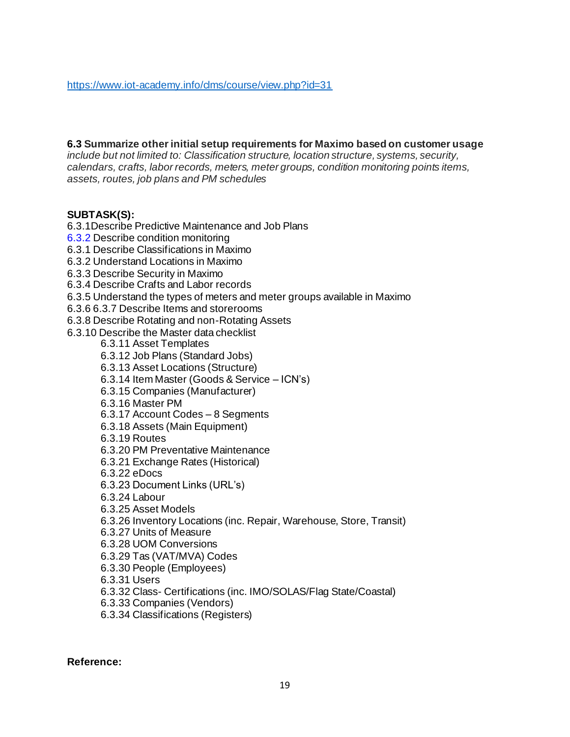https://www.iot-academy.info/clms/course/view.php?id=31

**6.3 Summarize other initial setup requirements for Maximo based on customer usage**
*include but not limited to: Classification structure, location structure, systems, security, calendars, crafts, labor records, meters, meter groups, condition monitoring points items, assets, routes, job plans and PM schedules*

**SUBTASK(S):**

6.3.1Describe Predictive Maintenance and Job Plans
6.3.2 Describe condition monitoring
6.3.1 Describe Classifications in Maximo
6.3.2 Understand Locations in Maximo
6.3.3 Describe Security in Maximo
6.3.4 Describe Crafts and Labor records
6.3.5 Understand the types of meters and meter groups available in Maximo
6.3.6 6.3.7 Describe Items and storerooms
6.3.8 Describe Rotating and non-Rotating Assets
6.3.10 Describe the Master data checklist

- 6.3.11 Asset Templates
- 6.3.12 Job Plans (Standard Jobs)
- 6.3.13 Asset Locations (Structure)
- 6.3.14 Item Master (Goods & Service – ICN's)
- 6.3.15 Companies (Manufacturer)
- 6.3.16 Master PM
- 6.3.17 Account Codes – 8 Segments
- 6.3.18 Assets (Main Equipment)
- 6.3.19 Routes
- 6.3.20 PM Preventative Maintenance
- 6.3.21 Exchange Rates (Historical)
- 6.3.22 eDocs
- 6.3.23 Document Links (URL's)
- 6.3.24 Labour
- 6.3.25 Asset Models
- 6.3.26 Inventory Locations (inc. Repair, Warehouse, Store, Transit)
- 6.3.27 Units of Measure
- 6.3.28 UOM Conversions
- 6.3.29 Tas (VAT/MVA) Codes
- 6.3.30 People (Employees)
- 6.3.31 Users
- 6.3.32 Class- Certifications (inc. IMO/SOLAS/Flag State/Coastal)
- 6.3.33 Companies (Vendors)
- 6.3.34 Classifications (Registers)

**Reference:**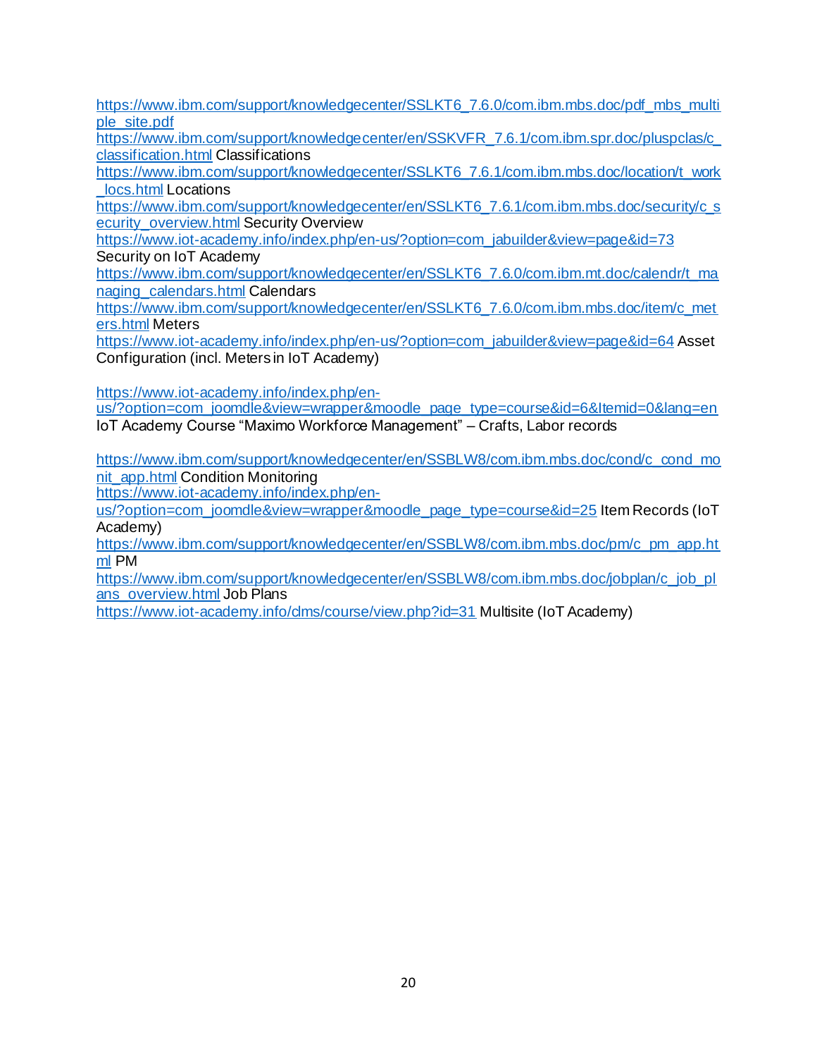https://www.ibm.com/support/knowledgecenter/SSLKT6_7.6.0/com.ibm.mbs.doc/pdf_mbs_multiple_site.pdf
https://www.ibm.com/support/knowledgecenter/en/SSKVFR_7.6.1/com.ibm.spr.doc/pluspclas/c_classification.html Classifications
https://www.ibm.com/support/knowledgecenter/SSLKT6_7.6.1/com.ibm.mbs.doc/location/t_work_locs.html Locations
https://www.ibm.com/support/knowledgecenter/en/SSLKT6_7.6.1/com.ibm.mbs.doc/security/c_security_overview.html Security Overview
https://www.iot-academy.info/index.php/en-us/?option=com_jabuilder&view=page&id=73
Security on IoT Academy
https://www.ibm.com/support/knowledgecenter/en/SSLKT6_7.6.0/com.ibm.mt.doc/calendr/t_managing_calendars.html Calendars
https://www.ibm.com/support/knowledgecenter/en/SSLKT6_7.6.0/com.ibm.mbs.doc/item/c_meters.html Meters
https://www.iot-academy.info/index.php/en-us/?option=com_jabuilder&view=page&id=64 Asset Configuration (incl. Meters in IoT Academy)

https://www.iot-academy.info/index.php/en-us/?option=com_joomdle&view=wrapper&moodle_page_type=course&id=6&Itemid=0&lang=en
IoT Academy Course "Maximo Workforce Management" – Crafts, Labor records

https://www.ibm.com/support/knowledgecenter/en/SSBLW8/com.ibm.mbs.doc/cond/c_cond_monit_app.html Condition Monitoring
https://www.iot-academy.info/index.php/en-us/?option=com_joomdle&view=wrapper&moodle_page_type=course&id=25 Item Records (IoT Academy)
https://www.ibm.com/support/knowledgecenter/en/SSBLW8/com.ibm.mbs.doc/pm/c_pm_app.html PM
https://www.ibm.com/support/knowledgecenter/en/SSBLW8/com.ibm.mbs.doc/jobplan/c_job_plans_overview.html Job Plans
https://www.iot-academy.info/dms/course/view.php?id=31 Multisite (IoT Academy)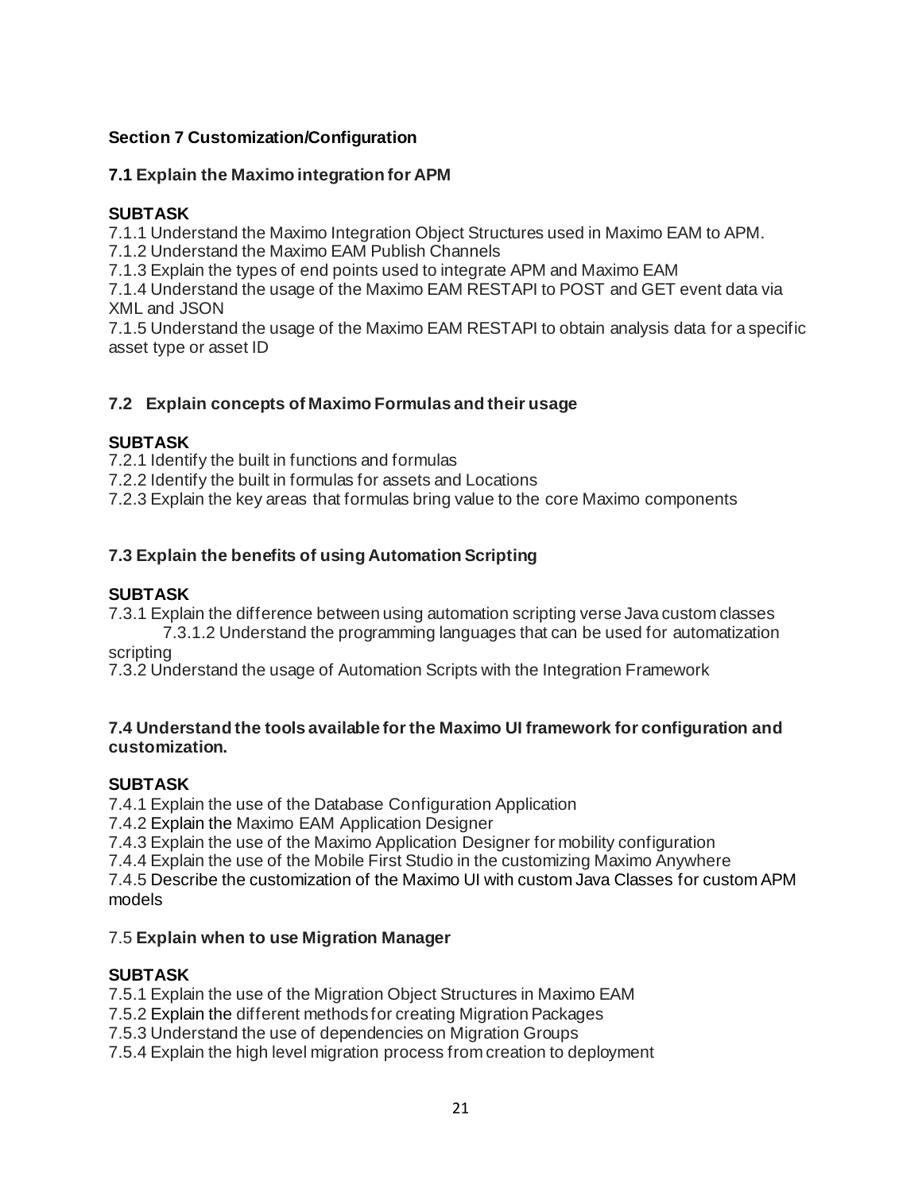## Section 7 Customization/Configuration

### 7.1 Explain the Maximo integration for APM

**SUBTASK**

7.1.1 Understand the Maximo Integration Object Structures used in Maximo EAM to APM.
7.1.2 Understand the Maximo EAM Publish Channels
7.1.3 Explain the types of end points used to integrate APM and Maximo EAM
7.1.4 Understand the usage of the Maximo EAM RESTAPI to POST and GET event data via XML and JSON
7.1.5 Understand the usage of the Maximo EAM RESTAPI to obtain analysis data for a specific asset type or asset ID

### 7.2 Explain concepts of Maximo Formulas and their usage

**SUBTASK**

7.2.1 Identify the built in functions and formulas
7.2.2 Identify the built in formulas for assets and Locations
7.2.3 Explain the key areas that formulas bring value to the core Maximo components

### 7.3 Explain the benefits of using Automation Scripting

**SUBTASK**

7.3.1 Explain the difference between using automation scripting verse Java custom classes
    7.3.1.2 Understand the programming languages that can be used for automatization scripting
7.3.2 Understand the usage of Automation Scripts with the Integration Framework

### 7.4 Understand the tools available for the Maximo UI framework for configuration and customization.

**SUBTASK**

7.4.1 Explain the use of the Database Configuration Application
7.4.2 Explain the Maximo EAM Application Designer
7.4.3 Explain the use of the Maximo Application Designer for mobility configuration
7.4.4 Explain the use of the Mobile First Studio in the customizing Maximo Anywhere
7.4.5 Describe the customization of the Maximo UI with custom Java Classes for custom APM models

### 7.5 Explain when to use Migration Manager

**SUBTASK**

7.5.1 Explain the use of the Migration Object Structures in Maximo EAM
7.5.2 Explain the different methods for creating Migration Packages
7.5.3 Understand the use of dependencies on Migration Groups
7.5.4 Explain the high level migration process from creation to deployment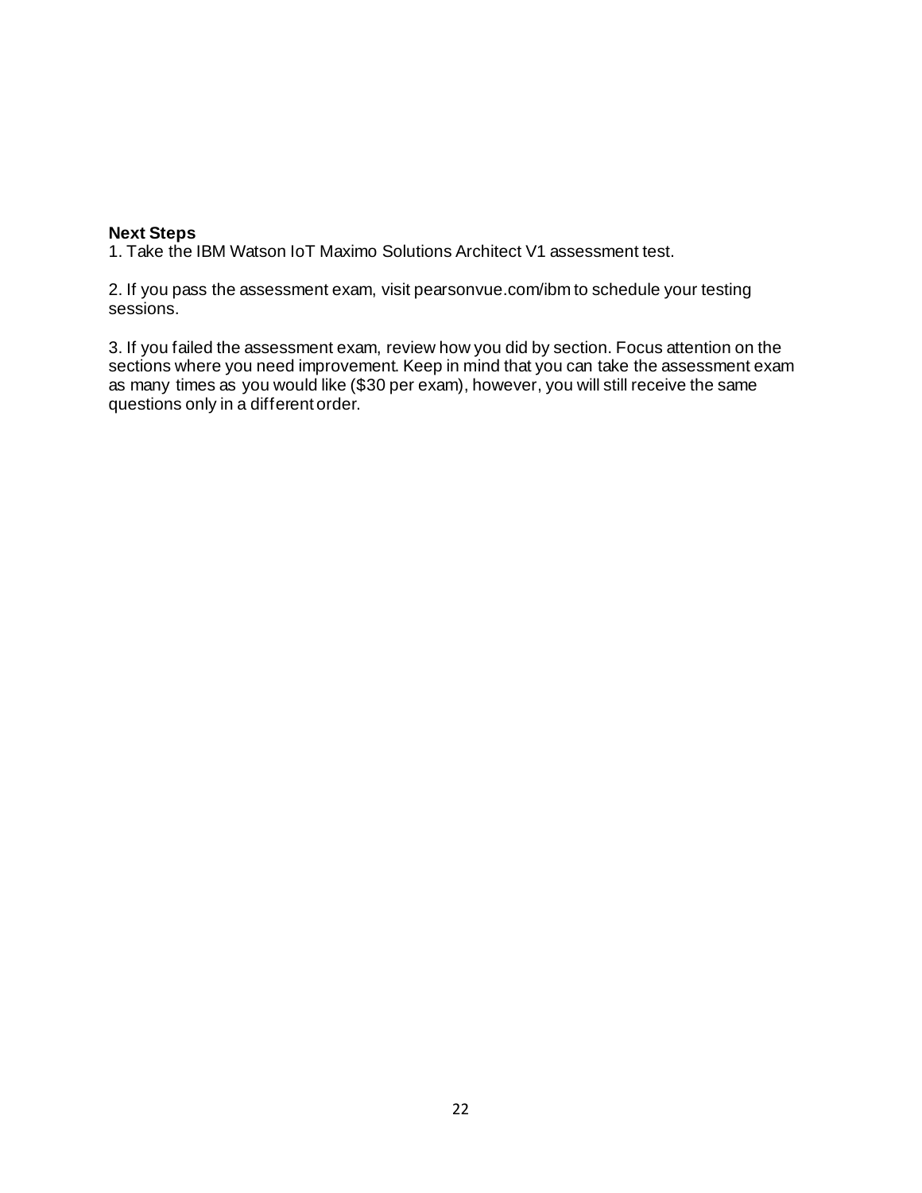**Next Steps**

1. Take the IBM Watson IoT Maximo Solutions Architect V1 assessment test.

2. If you pass the assessment exam, visit pearsonvue.com/ibm to schedule your testing sessions.

3. If you failed the assessment exam, review how you did by section. Focus attention on the sections where you need improvement. Keep in mind that you can take the assessment exam as many times as you would like ($30 per exam), however, you will still receive the same questions only in a different order.